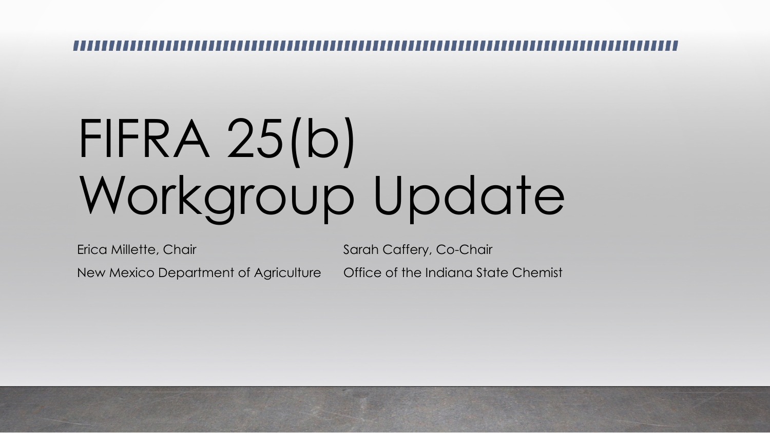# FIFRA 25(b) Workgroup Update

Erica Millette, Chair

New Mexico Department of Agriculture

Sarah Caffery, Co-Chair

Office of the Indiana State Chemist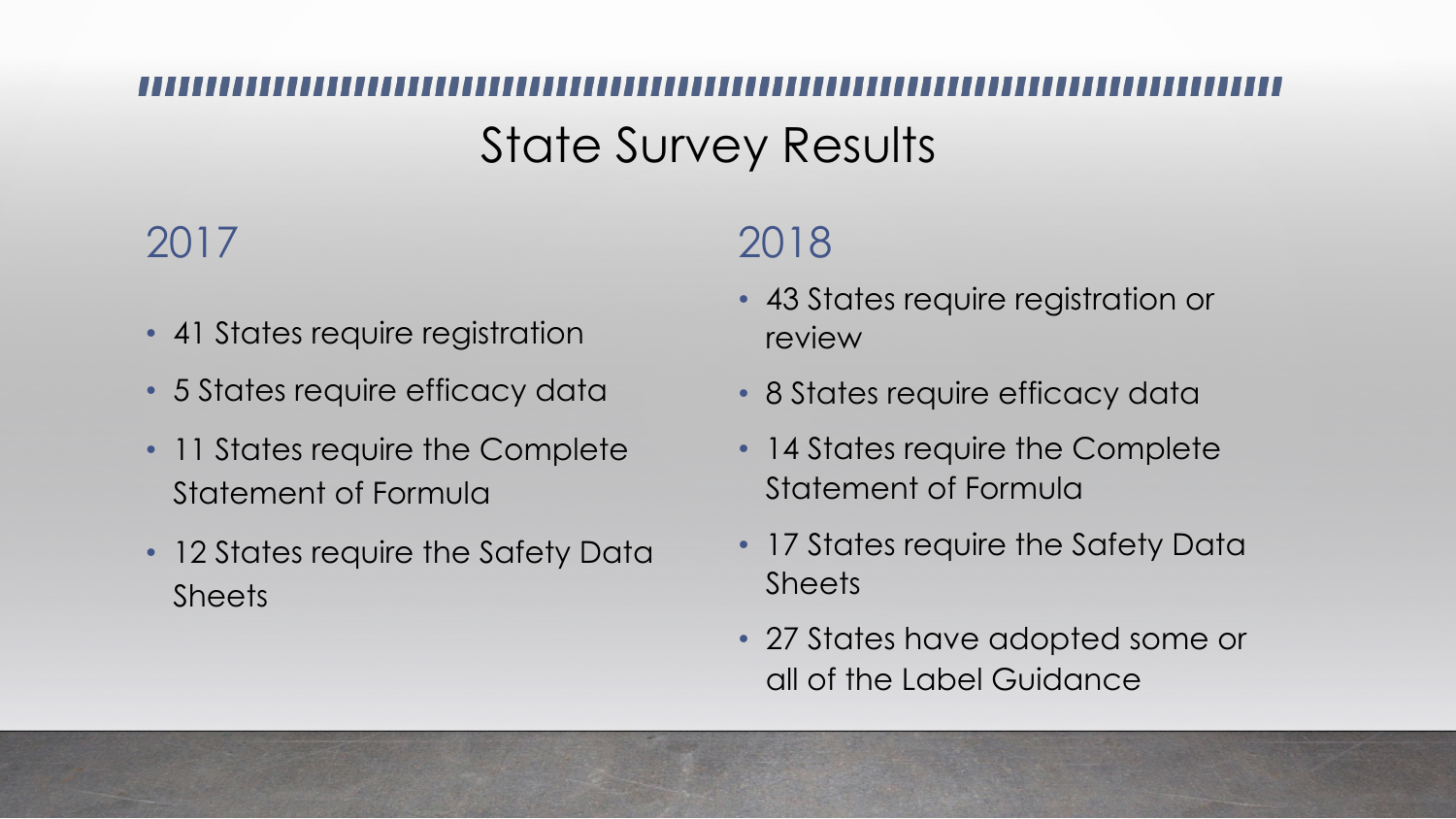# State Survey Results

## 2017

- 41 States require registration
- 5 States require efficacy data
- 11 States require the Complete Statement of Formula
- 12 States require the Safety Data Sheets

## 2018

- 43 States require registration or review
- 8 States require efficacy data
- 14 States require the Complete Statement of Formula
- 17 States require the Safety Data Sheets
- 27 States have adopted some or all of the Label Guidance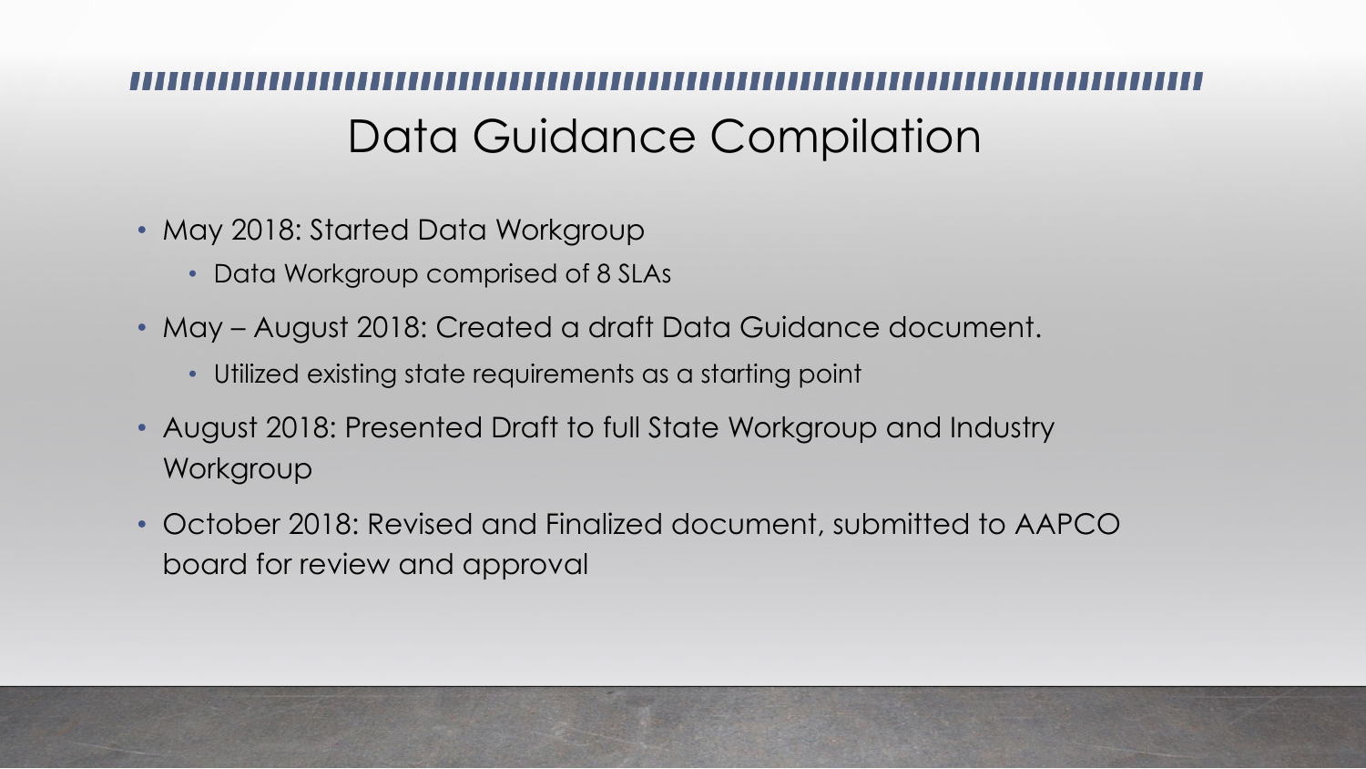# Data Guidance Compilation

- May 2018: Started Data Workgroup
  - Data Workgroup comprised of 8 SLAs
- May – August 2018: Created a draft Data Guidance document.
  - Utilized existing state requirements as a starting point
- August 2018: Presented Draft to full State Workgroup and Industry Workgroup
- October 2018: Revised and Finalized document, submitted to AAPCO board for review and approval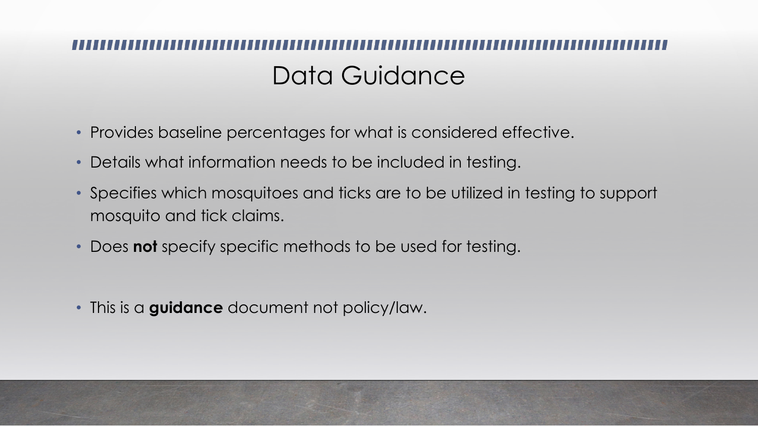# Data Guidance

- Provides baseline percentages for what is considered effective.
- Details what information needs to be included in testing.
- Specifies which mosquitoes and ticks are to be utilized in testing to support mosquito and tick claims.
- Does **not** specify specific methods to be used for testing.

- This is a **guidance** document not policy/law.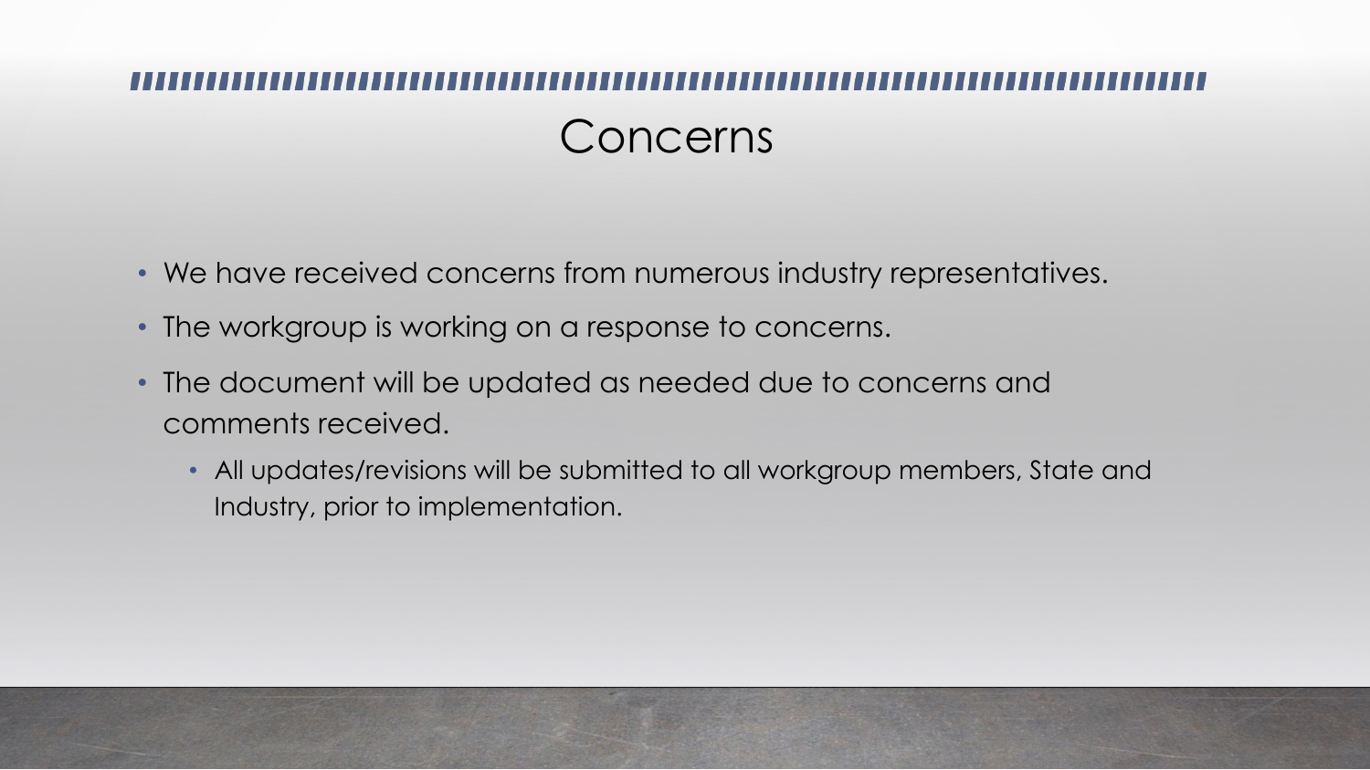# Concerns

- We have received concerns from numerous industry representatives.
- The workgroup is working on a response to concerns.
- The document will be updated as needed due to concerns and comments received.
  - All updates/revisions will be submitted to all workgroup members, State and Industry, prior to implementation.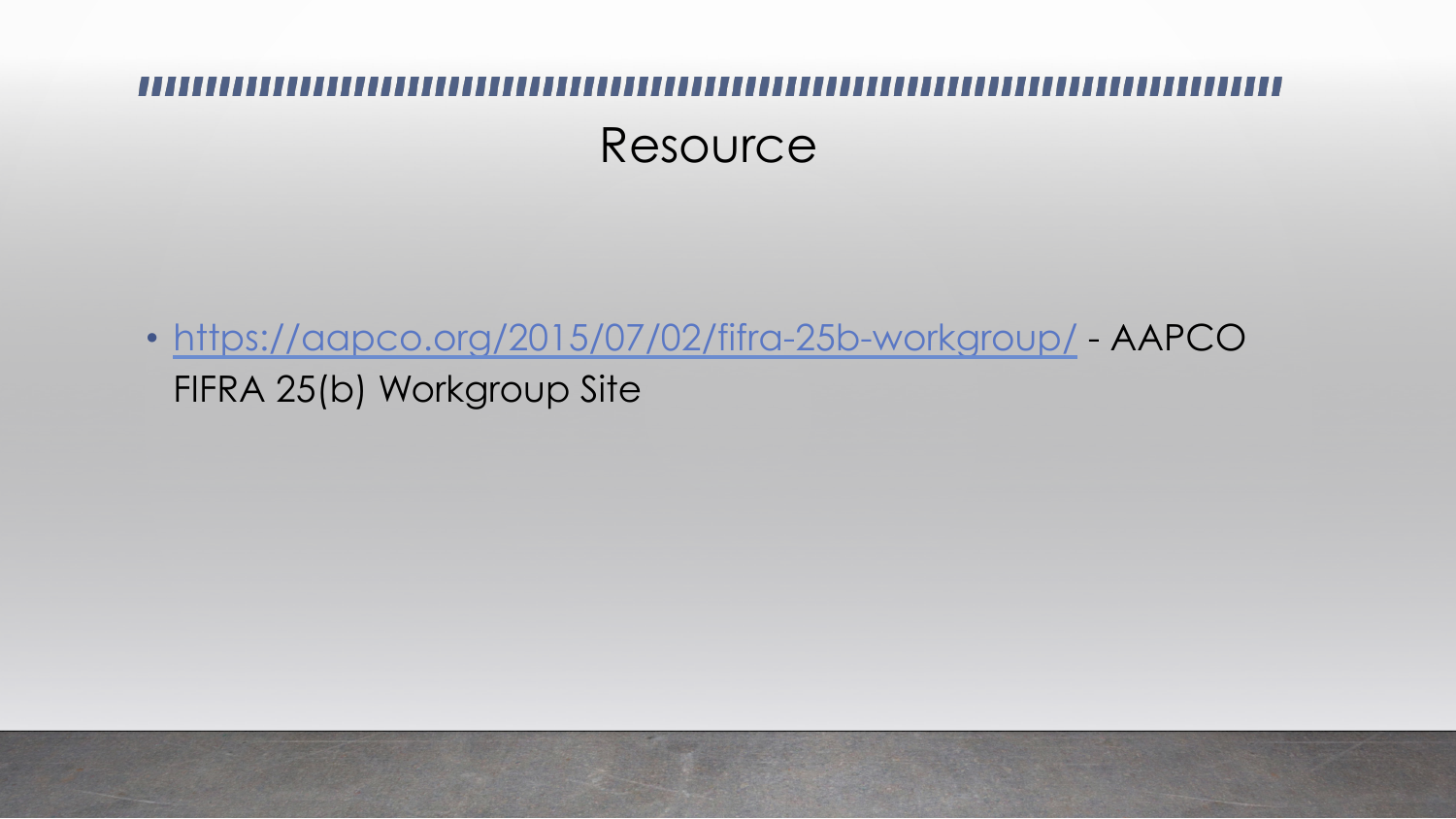# Resource

- https://aapco.org/2015/07/02/fifra-25b-workgroup/ - AAPCO FIFRA 25(b) Workgroup Site